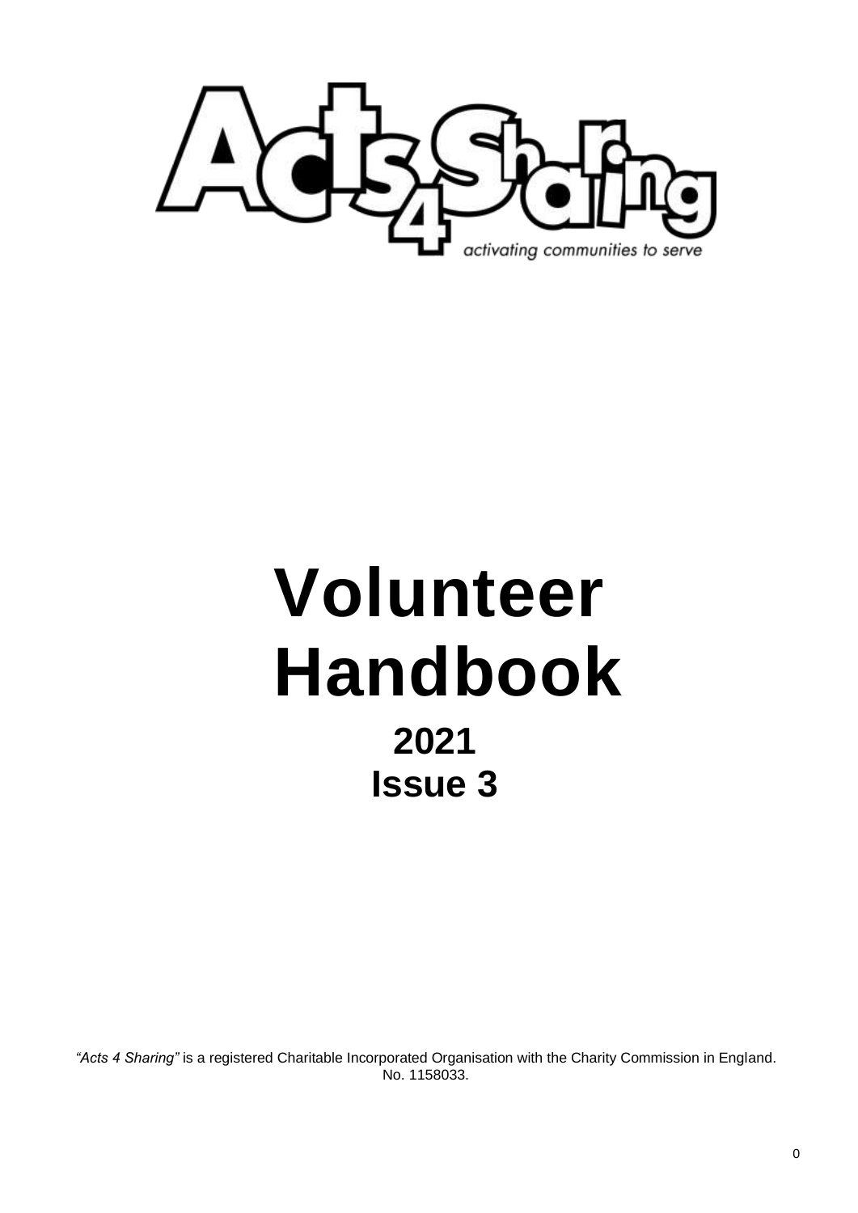Acts4Sharing

*activating communities to serve*

# Volunteer Handbook

## 2021
## Issue 3

*"Acts 4 Sharing"* is a registered Charitable Incorporated Organisation with the Charity Commission in England. No. 1158033.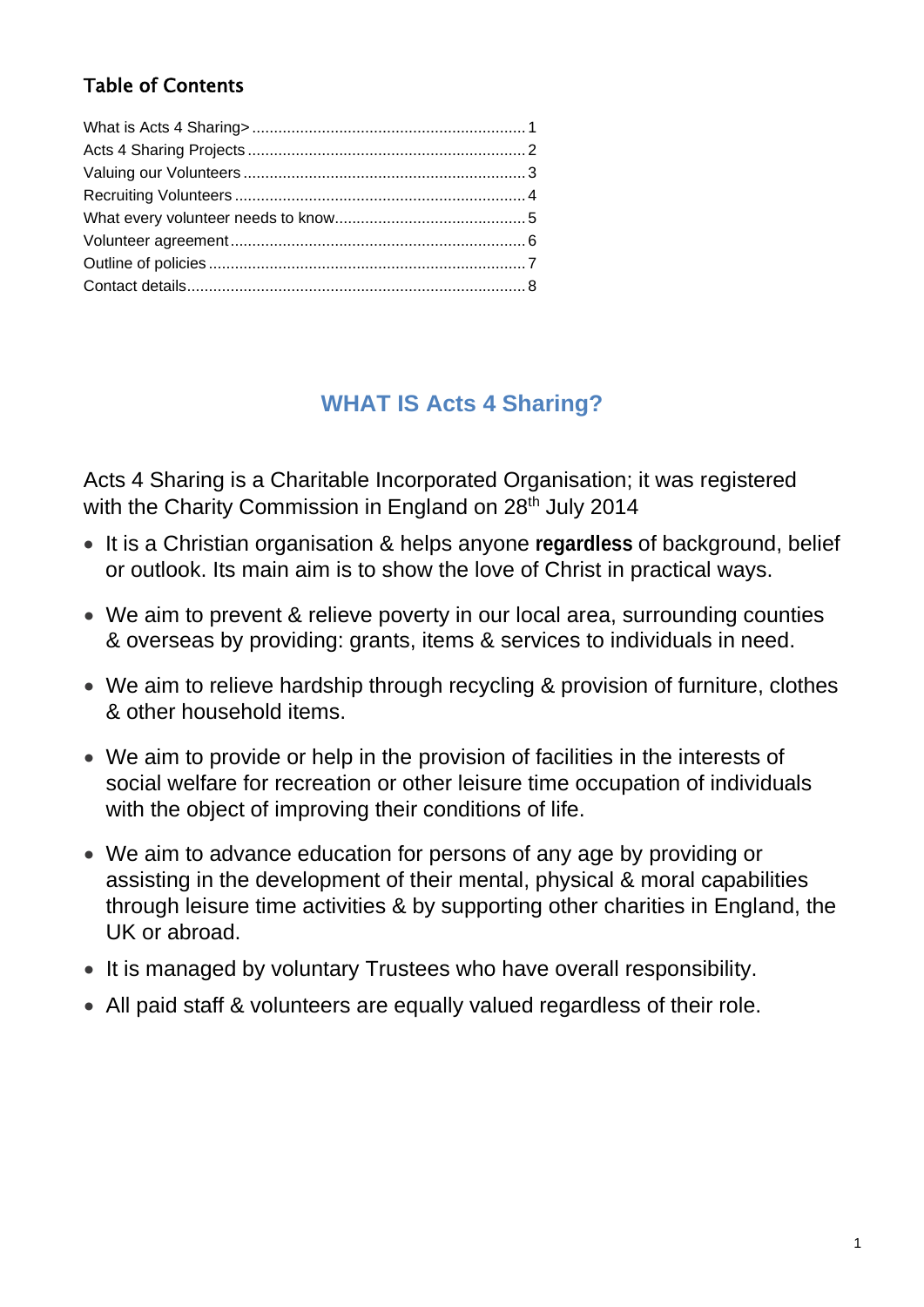## Table of Contents

What is Acts 4 Sharing> .............................................................. 1
Acts 4 Sharing Projects ................................................................ 2
Valuing our Volunteers ................................................................ 3
Recruiting Volunteers .................................................................. 4
What every volunteer needs to know........................................... 5
Volunteer agreement ................................................................... 6
Outline of policies ........................................................................ 7
Contact details............................................................................. 8

## WHAT IS Acts 4 Sharing?

Acts 4 Sharing is a Charitable Incorporated Organisation; it was registered with the Charity Commission in England on 28th July 2014

- It is a Christian organisation & helps anyone **regardless** of background, belief or outlook. Its main aim is to show the love of Christ in practical ways.
- We aim to prevent & relieve poverty in our local area, surrounding counties & overseas by providing: grants, items & services to individuals in need.
- We aim to relieve hardship through recycling & provision of furniture, clothes & other household items.
- We aim to provide or help in the provision of facilities in the interests of social welfare for recreation or other leisure time occupation of individuals with the object of improving their conditions of life.
- We aim to advance education for persons of any age by providing or assisting in the development of their mental, physical & moral capabilities through leisure time activities & by supporting other charities in England, the UK or abroad.
- It is managed by voluntary Trustees who have overall responsibility.
- All paid staff & volunteers are equally valued regardless of their role.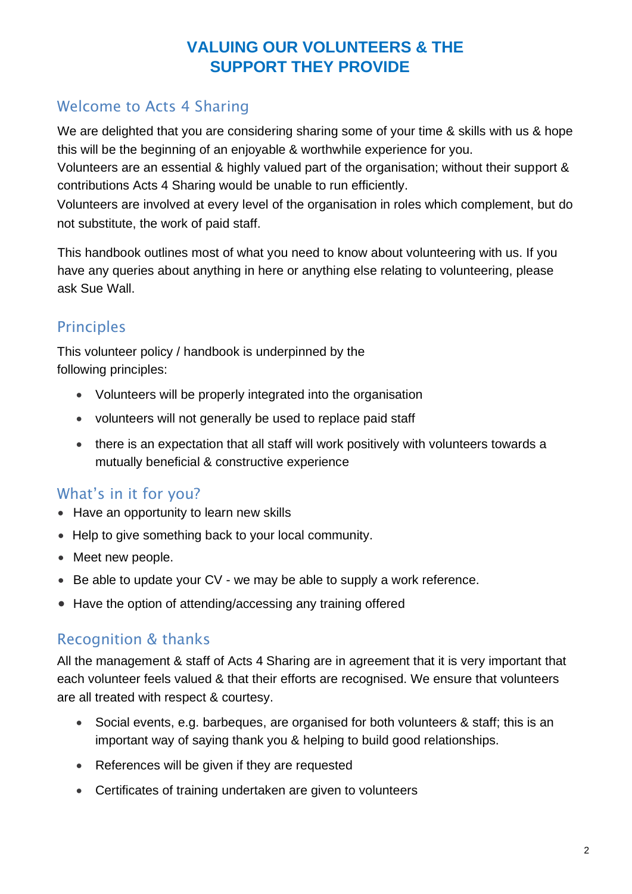# VALUING OUR VOLUNTEERS & THE SUPPORT THEY PROVIDE

## Welcome to Acts 4 Sharing

We are delighted that you are considering sharing some of your time & skills with us & hope this will be the beginning of an enjoyable & worthwhile experience for you.
Volunteers are an essential & highly valued part of the organisation; without their support & contributions Acts 4 Sharing would be unable to run efficiently.
Volunteers are involved at every level of the organisation in roles which complement, but do not substitute, the work of paid staff.

This handbook outlines most of what you need to know about volunteering with us. If you have any queries about anything in here or anything else relating to volunteering, please ask Sue Wall.

## Principles

This volunteer policy / handbook is underpinned by the following principles:

- Volunteers will be properly integrated into the organisation
- volunteers will not generally be used to replace paid staff
- there is an expectation that all staff will work positively with volunteers towards a mutually beneficial & constructive experience

## What's in it for you?

- Have an opportunity to learn new skills
- Help to give something back to your local community.
- Meet new people.
- Be able to update your CV - we may be able to supply a work reference.
- Have the option of attending/accessing any training offered

## Recognition & thanks

All the management & staff of Acts 4 Sharing are in agreement that it is very important that each volunteer feels valued & that their efforts are recognised. We ensure that volunteers are all treated with respect & courtesy.

- Social events, e.g. barbeques, are organised for both volunteers & staff; this is an important way of saying thank you & helping to build good relationships.
- References will be given if they are requested
- Certificates of training undertaken are given to volunteers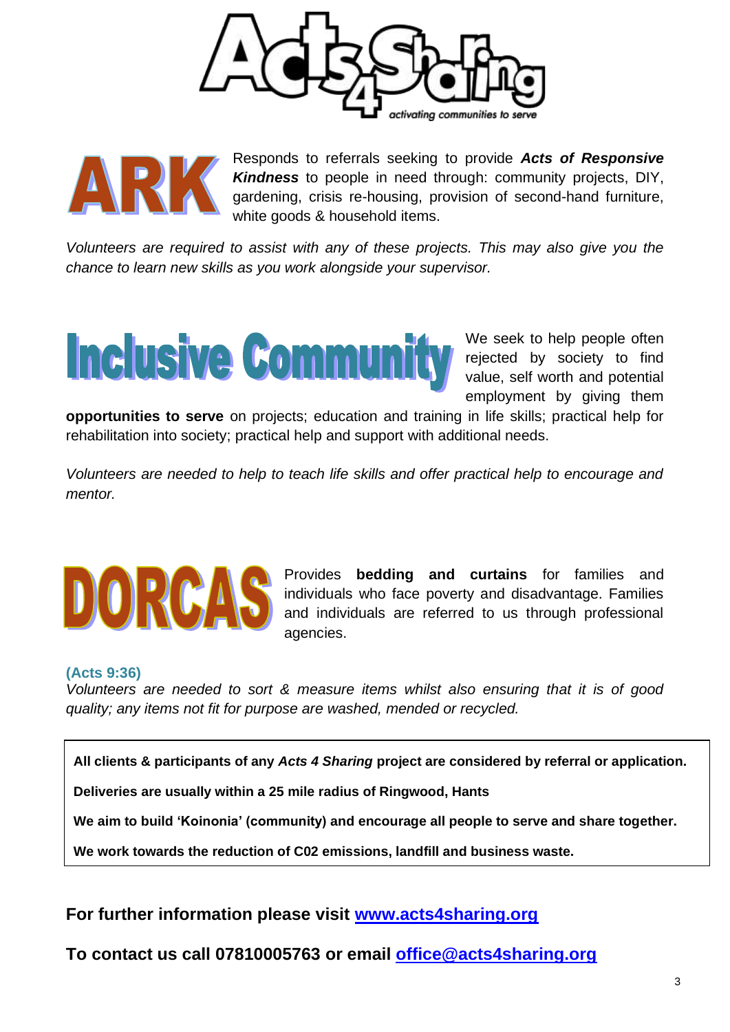# Acts4Sharing

*activating communities to serve*

## ARK

Responds to referrals seeking to provide ***Acts of Responsive Kindness*** to people in need through: community projects, DIY, gardening, crisis re-housing, provision of second-hand furniture, white goods & household items.

*Volunteers are required to assist with any of these projects. This may also give you the chance to learn new skills as you work alongside your supervisor.*

## Inclusive Community

We seek to help people often rejected by society to find value, self worth and potential employment by giving them **opportunities to serve** on projects; education and training in life skills; practical help for rehabilitation into society; practical help and support with additional needs.

*Volunteers are needed to help to teach life skills and offer practical help to encourage and mentor.*

## DORCAS

Provides **bedding and curtains** for families and individuals who face poverty and disadvantage. Families and individuals are referred to us through professional agencies.

**(Acts 9:36)**

*Volunteers are needed to sort & measure items whilst also ensuring that it is of good quality; any items not fit for purpose are washed, mended or recycled.*

**All clients & participants of any *Acts 4 Sharing* project are considered by referral or application.**

**Deliveries are usually within a 25 mile radius of Ringwood, Hants**

**We aim to build 'Koinonia' (community) and encourage all people to serve and share together.**

**We work towards the reduction of C02 emissions, landfill and business waste.**

### For further information please visit [www.acts4sharing.org](http://www.acts4sharing.org)

### To contact us call 07810005763 or email [office@acts4sharing.org](mailto:office@acts4sharing.org)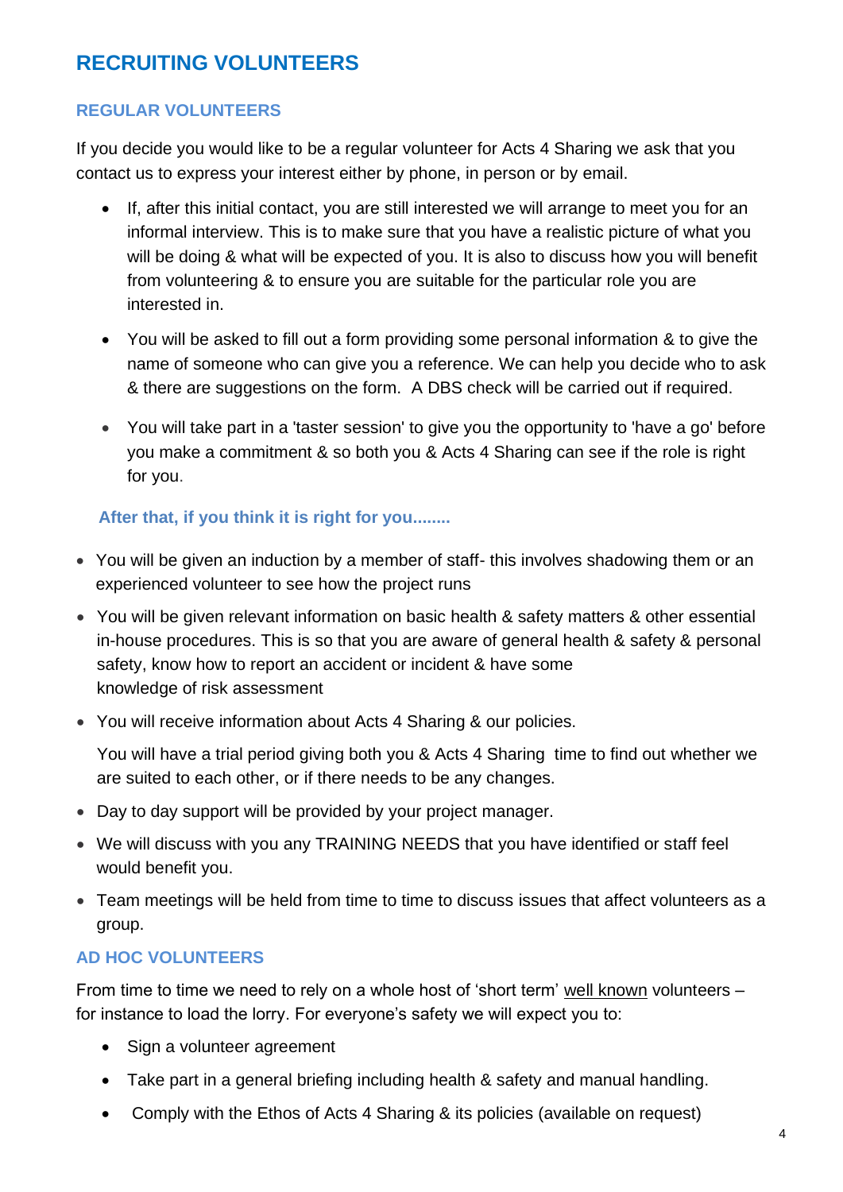# RECRUITING VOLUNTEERS

## REGULAR VOLUNTEERS

If you decide you would like to be a regular volunteer for Acts 4 Sharing we ask that you contact us to express your interest either by phone, in person or by email.

- If, after this initial contact, you are still interested we will arrange to meet you for an informal interview. This is to make sure that you have a realistic picture of what you will be doing & what will be expected of you. It is also to discuss how you will benefit from volunteering & to ensure you are suitable for the particular role you are interested in.
- You will be asked to fill out a form providing some personal information & to give the name of someone who can give you a reference. We can help you decide who to ask & there are suggestions on the form. A DBS check will be carried out if required.
- You will take part in a 'taster session' to give you the opportunity to 'have a go' before you make a commitment & so both you & Acts 4 Sharing can see if the role is right for you.

### After that, if you think it is right for you........

- You will be given an induction by a member of staff- this involves shadowing them or an experienced volunteer to see how the project runs
- You will be given relevant information on basic health & safety matters & other essential in-house procedures. This is so that you are aware of general health & safety & personal safety, know how to report an accident or incident & have some knowledge of risk assessment
- You will receive information about Acts 4 Sharing & our policies.

  You will have a trial period giving both you & Acts 4 Sharing time to find out whether we are suited to each other, or if there needs to be any changes.
- Day to day support will be provided by your project manager.
- We will discuss with you any TRAINING NEEDS that you have identified or staff feel would benefit you.
- Team meetings will be held from time to time to discuss issues that affect volunteers as a group.

## AD HOC VOLUNTEERS

From time to time we need to rely on a whole host of 'short term' <u>well known</u> volunteers – for instance to load the lorry. For everyone's safety we will expect you to:

- Sign a volunteer agreement
- Take part in a general briefing including health & safety and manual handling.
- Comply with the Ethos of Acts 4 Sharing & its policies (available on request)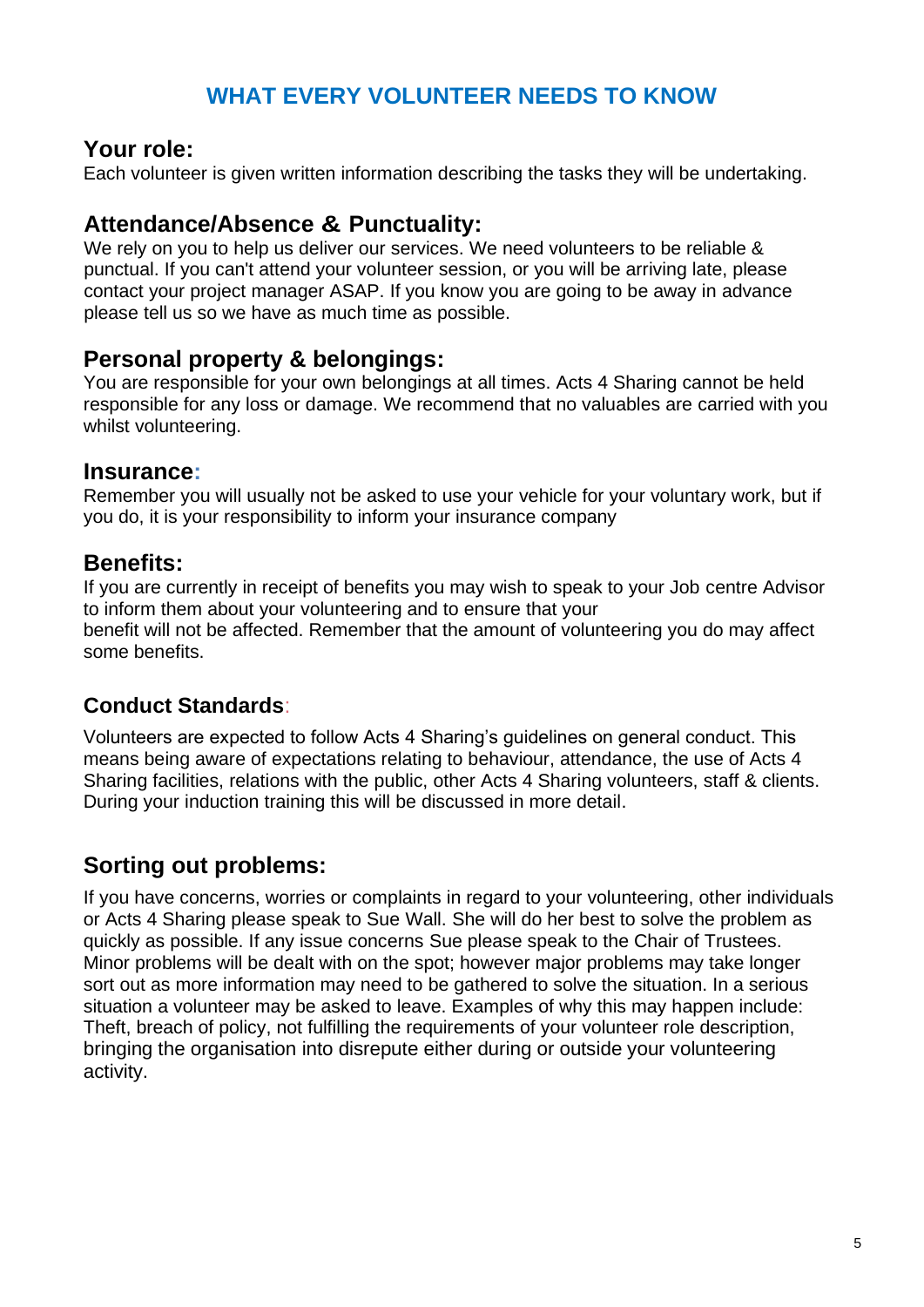# WHAT EVERY VOLUNTEER NEEDS TO KNOW

## Your role:

Each volunteer is given written information describing the tasks they will be undertaking.

## Attendance/Absence & Punctuality:

We rely on you to help us deliver our services. We need volunteers to be reliable & punctual. If you can't attend your volunteer session, or you will be arriving late, please contact your project manager ASAP. If you know you are going to be away in advance please tell us so we have as much time as possible.

## Personal property & belongings:

You are responsible for your own belongings at all times. Acts 4 Sharing cannot be held responsible for any loss or damage. We recommend that no valuables are carried with you whilst volunteering.

## Insurance:

Remember you will usually not be asked to use your vehicle for your voluntary work, but if you do, it is your responsibility to inform your insurance company

## Benefits:

If you are currently in receipt of benefits you may wish to speak to your Job centre Advisor to inform them about your volunteering and to ensure that your benefit will not be affected. Remember that the amount of volunteering you do may affect some benefits.

### Conduct Standards:

Volunteers are expected to follow Acts 4 Sharing's guidelines on general conduct. This means being aware of expectations relating to behaviour, attendance, the use of Acts 4 Sharing facilities, relations with the public, other Acts 4 Sharing volunteers, staff & clients. During your induction training this will be discussed in more detail.

## Sorting out problems:

If you have concerns, worries or complaints in regard to your volunteering, other individuals or Acts 4 Sharing please speak to Sue Wall. She will do her best to solve the problem as quickly as possible. If any issue concerns Sue please speak to the Chair of Trustees. Minor problems will be dealt with on the spot; however major problems may take longer sort out as more information may need to be gathered to solve the situation. In a serious situation a volunteer may be asked to leave. Examples of why this may happen include: Theft, breach of policy, not fulfilling the requirements of your volunteer role description, bringing the organisation into disrepute either during or outside your volunteering activity.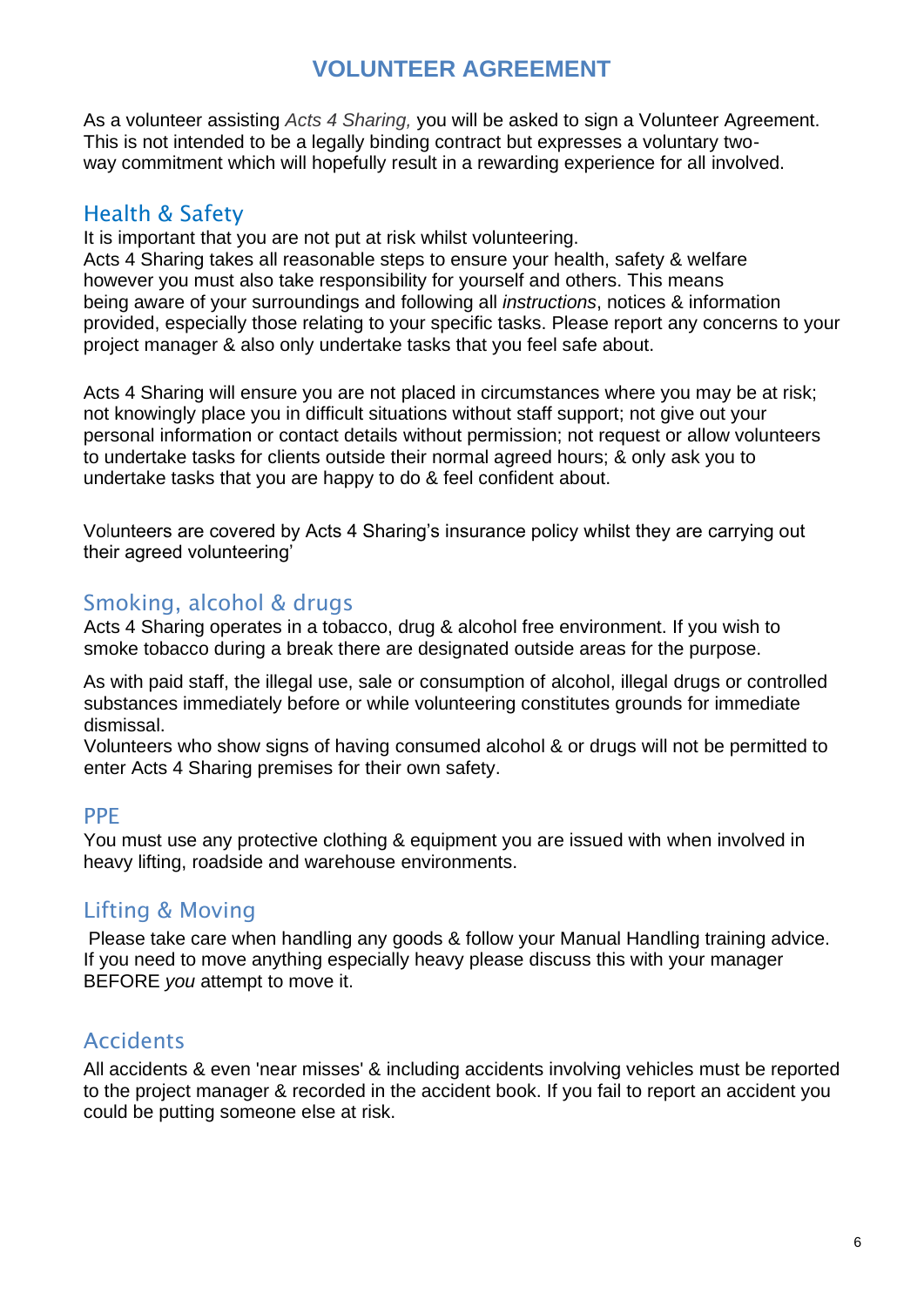# VOLUNTEER AGREEMENT

As a volunteer assisting *Acts 4 Sharing,* you will be asked to sign a Volunteer Agreement. This is not intended to be a legally binding contract but expresses a voluntary two-way commitment which will hopefully result in a rewarding experience for all involved.

## Health & Safety

It is important that you are not put at risk whilst volunteering.
Acts 4 Sharing takes all reasonable steps to ensure your health, safety & welfare however you must also take responsibility for yourself and others. This means being aware of your surroundings and following all *instructions*, notices & information provided, especially those relating to your specific tasks. Please report any concerns to your project manager & also only undertake tasks that you feel safe about.

Acts 4 Sharing will ensure you are not placed in circumstances where you may be at risk; not knowingly place you in difficult situations without staff support; not give out your personal information or contact details without permission; not request or allow volunteers to undertake tasks for clients outside their normal agreed hours; & only ask you to undertake tasks that you are happy to do & feel confident about.

Volunteers are covered by Acts 4 Sharing's insurance policy whilst they are carrying out their agreed volunteering'

## Smoking, alcohol & drugs

Acts 4 Sharing operates in a tobacco, drug & alcohol free environment. If you wish to smoke tobacco during a break there are designated outside areas for the purpose.

As with paid staff, the illegal use, sale or consumption of alcohol, illegal drugs or controlled substances immediately before or while volunteering constitutes grounds for immediate dismissal.
Volunteers who show signs of having consumed alcohol & or drugs will not be permitted to enter Acts 4 Sharing premises for their own safety.

## PPE

You must use any protective clothing & equipment you are issued with when involved in heavy lifting, roadside and warehouse environments.

## Lifting & Moving

Please take care when handling any goods & follow your Manual Handling training advice. If you need to move anything especially heavy please discuss this with your manager BEFORE *you* attempt to move it.

## Accidents

All accidents & even 'near misses' & including accidents involving vehicles must be reported to the project manager & recorded in the accident book. If you fail to report an accident you could be putting someone else at risk.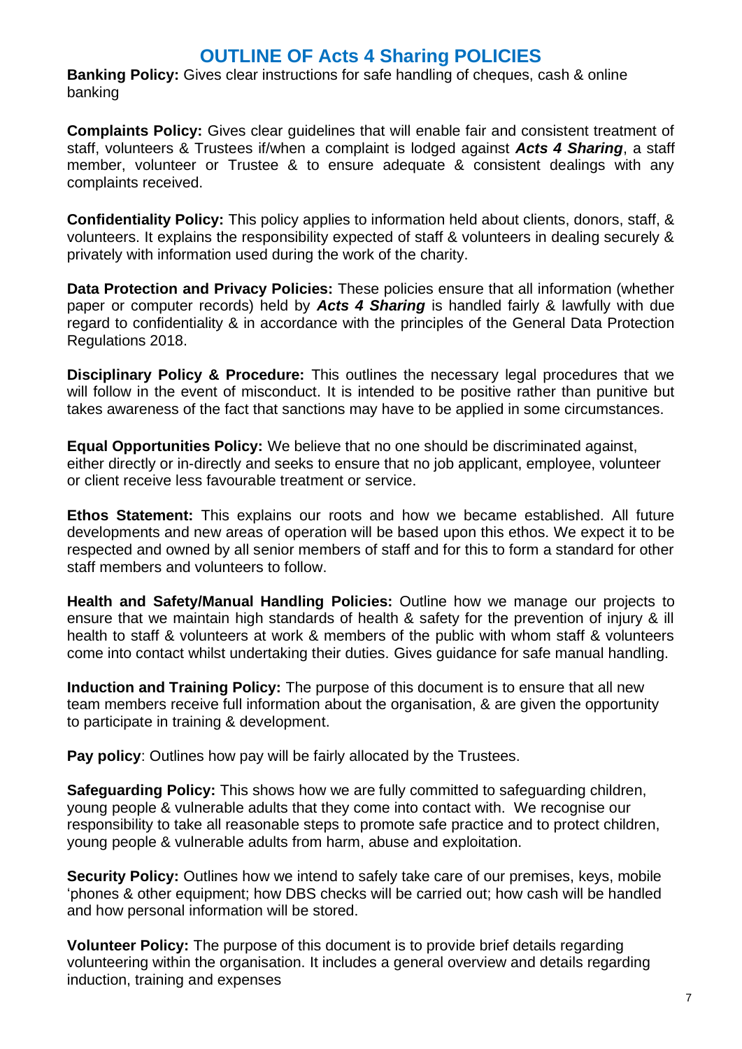# OUTLINE OF Acts 4 Sharing POLICIES

**Banking Policy:** Gives clear instructions for safe handling of cheques, cash & online banking

**Complaints Policy:** Gives clear guidelines that will enable fair and consistent treatment of staff, volunteers & Trustees if/when a complaint is lodged against ***Acts 4 Sharing***, a staff member, volunteer or Trustee & to ensure adequate & consistent dealings with any complaints received.

**Confidentiality Policy:** This policy applies to information held about clients, donors, staff, & volunteers. It explains the responsibility expected of staff & volunteers in dealing securely & privately with information used during the work of the charity.

**Data Protection and Privacy Policies:** These policies ensure that all information (whether paper or computer records) held by ***Acts 4 Sharing*** is handled fairly & lawfully with due regard to confidentiality & in accordance with the principles of the General Data Protection Regulations 2018.

**Disciplinary Policy & Procedure:** This outlines the necessary legal procedures that we will follow in the event of misconduct. It is intended to be positive rather than punitive but takes awareness of the fact that sanctions may have to be applied in some circumstances.

**Equal Opportunities Policy:** We believe that no one should be discriminated against, either directly or in-directly and seeks to ensure that no job applicant, employee, volunteer or client receive less favourable treatment or service.

**Ethos Statement:** This explains our roots and how we became established. All future developments and new areas of operation will be based upon this ethos. We expect it to be respected and owned by all senior members of staff and for this to form a standard for other staff members and volunteers to follow.

**Health and Safety/Manual Handling Policies:** Outline how we manage our projects to ensure that we maintain high standards of health & safety for the prevention of injury & ill health to staff & volunteers at work & members of the public with whom staff & volunteers come into contact whilst undertaking their duties. Gives guidance for safe manual handling.

**Induction and Training Policy:** The purpose of this document is to ensure that all new team members receive full information about the organisation, & are given the opportunity to participate in training & development.

**Pay policy**: Outlines how pay will be fairly allocated by the Trustees.

**Safeguarding Policy:** This shows how we are fully committed to safeguarding children, young people & vulnerable adults that they come into contact with. We recognise our responsibility to take all reasonable steps to promote safe practice and to protect children, young people & vulnerable adults from harm, abuse and exploitation.

**Security Policy:** Outlines how we intend to safely take care of our premises, keys, mobile 'phones & other equipment; how DBS checks will be carried out; how cash will be handled and how personal information will be stored.

**Volunteer Policy:** The purpose of this document is to provide brief details regarding volunteering within the organisation. It includes a general overview and details regarding induction, training and expenses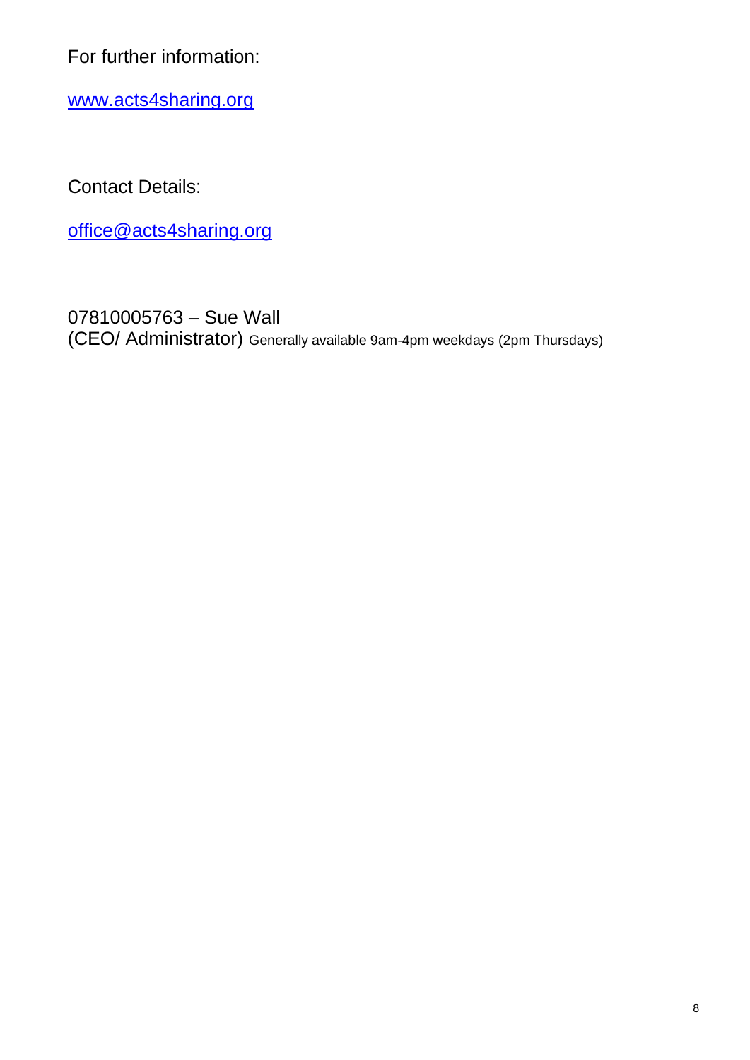For further information:

[www.acts4sharing.org](http://www.acts4sharing.org)

Contact Details:

[office@acts4sharing.org](mailto:office@acts4sharing.org)

07810005763 – Sue Wall
(CEO/ Administrator) Generally available 9am-4pm weekdays (2pm Thursdays)